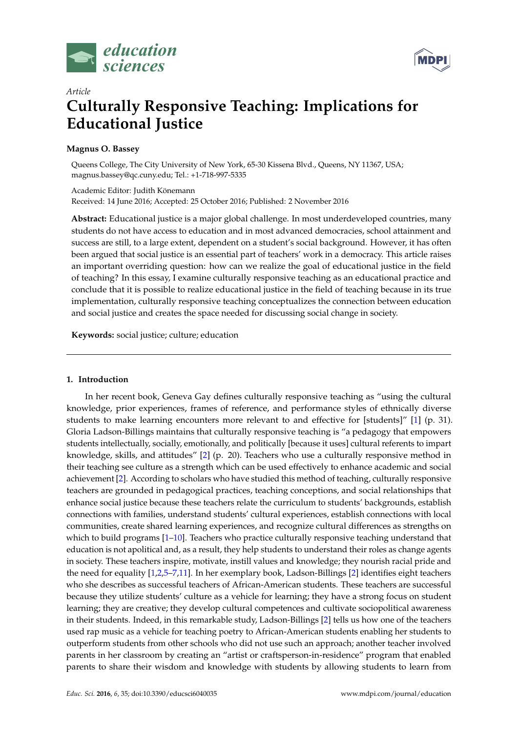*Article*

# Culturally Responsive Teaching: Implications for Educational Justice

**Magnus O. Bassey**

Queens College, The City University of New York, 65-30 Kissena Blvd., Queens, NY 11367, USA; magnus.bassey@qc.cuny.edu; Tel.: +1-718-997-5335

Academic Editor: Judith Könemann
Received: 14 June 2016; Accepted: 25 October 2016; Published: 2 November 2016

**Abstract:** Educational justice is a major global challenge. In most underdeveloped countries, many students do not have access to education and in most advanced democracies, school attainment and success are still, to a large extent, dependent on a student's social background. However, it has often been argued that social justice is an essential part of teachers' work in a democracy. This article raises an important overriding question: how can we realize the goal of educational justice in the field of teaching? In this essay, I examine culturally responsive teaching as an educational practice and conclude that it is possible to realize educational justice in the field of teaching because in its true implementation, culturally responsive teaching conceptualizes the connection between education and social justice and creates the space needed for discussing social change in society.

**Keywords:** social justice; culture; education

## 1. Introduction

In her recent book, Geneva Gay defines culturally responsive teaching as "using the cultural knowledge, prior experiences, frames of reference, and performance styles of ethnically diverse students to make learning encounters more relevant to and effective for [students]" [1] (p. 31). Gloria Ladson-Billings maintains that culturally responsive teaching is "a pedagogy that empowers students intellectually, socially, emotionally, and politically [because it uses] cultural referents to impart knowledge, skills, and attitudes" [2] (p. 20). Teachers who use a culturally responsive method in their teaching see culture as a strength which can be used effectively to enhance academic and social achievement [2]. According to scholars who have studied this method of teaching, culturally responsive teachers are grounded in pedagogical practices, teaching conceptions, and social relationships that enhance social justice because these teachers relate the curriculum to students' backgrounds, establish connections with families, understand students' cultural experiences, establish connections with local communities, create shared learning experiences, and recognize cultural differences as strengths on which to build programs [1–10]. Teachers who practice culturally responsive teaching understand that education is not apolitical and, as a result, they help students to understand their roles as change agents in society. These teachers inspire, motivate, instill values and knowledge; they nourish racial pride and the need for equality [1,2,5–7,11]. In her exemplary book, Ladson-Billings [2] identifies eight teachers who she describes as successful teachers of African-American students. These teachers are successful because they utilize students' culture as a vehicle for learning; they have a strong focus on student learning; they are creative; they develop cultural competences and cultivate sociopolitical awareness in their students. Indeed, in this remarkable study, Ladson-Billings [2] tells us how one of the teachers used rap music as a vehicle for teaching poetry to African-American students enabling her students to outperform students from other schools who did not use such an approach; another teacher involved parents in her classroom by creating an "artist or craftsperson-in-residence" program that enabled parents to share their wisdom and knowledge with students by allowing students to learn from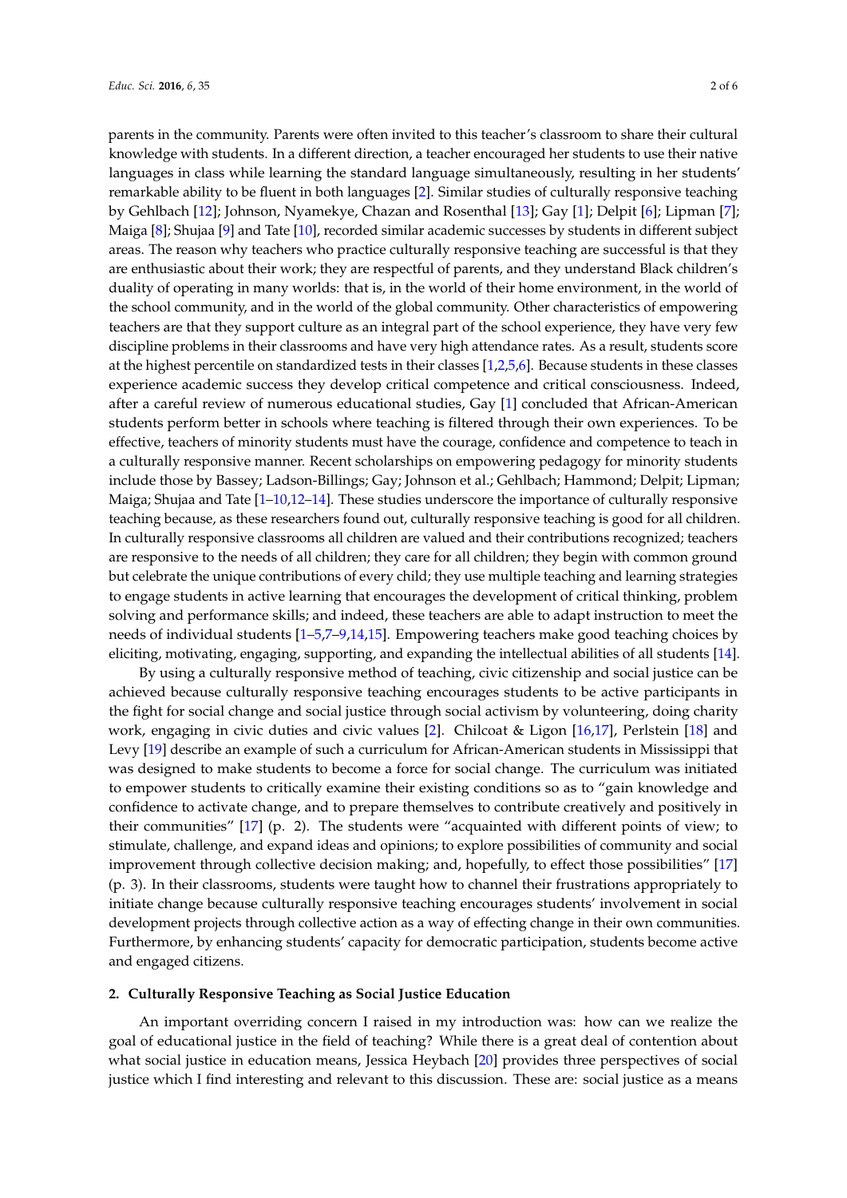parents in the community. Parents were often invited to this teacher's classroom to share their cultural knowledge with students. In a different direction, a teacher encouraged her students to use their native languages in class while learning the standard language simultaneously, resulting in her students' remarkable ability to be fluent in both languages [2]. Similar studies of culturally responsive teaching by Gehlbach [12]; Johnson, Nyamekye, Chazan and Rosenthal [13]; Gay [1]; Delpit [6]; Lipman [7]; Maiga [8]; Shujaa [9] and Tate [10], recorded similar academic successes by students in different subject areas. The reason why teachers who practice culturally responsive teaching are successful is that they are enthusiastic about their work; they are respectful of parents, and they understand Black children's duality of operating in many worlds: that is, in the world of their home environment, in the world of the school community, and in the world of the global community. Other characteristics of empowering teachers are that they support culture as an integral part of the school experience, they have very few discipline problems in their classrooms and have very high attendance rates. As a result, students score at the highest percentile on standardized tests in their classes [1,2,5,6]. Because students in these classes experience academic success they develop critical competence and critical consciousness. Indeed, after a careful review of numerous educational studies, Gay [1] concluded that African-American students perform better in schools where teaching is filtered through their own experiences. To be effective, teachers of minority students must have the courage, confidence and competence to teach in a culturally responsive manner. Recent scholarships on empowering pedagogy for minority students include those by Bassey; Ladson-Billings; Gay; Johnson et al.; Gehlbach; Hammond; Delpit; Lipman; Maiga; Shujaa and Tate [1–10,12–14]. These studies underscore the importance of culturally responsive teaching because, as these researchers found out, culturally responsive teaching is good for all children. In culturally responsive classrooms all children are valued and their contributions recognized; teachers are responsive to the needs of all children; they care for all children; they begin with common ground but celebrate the unique contributions of every child; they use multiple teaching and learning strategies to engage students in active learning that encourages the development of critical thinking, problem solving and performance skills; and indeed, these teachers are able to adapt instruction to meet the needs of individual students [1–5,7–9,14,15]. Empowering teachers make good teaching choices by eliciting, motivating, engaging, supporting, and expanding the intellectual abilities of all students [14].

By using a culturally responsive method of teaching, civic citizenship and social justice can be achieved because culturally responsive teaching encourages students to be active participants in the fight for social change and social justice through social activism by volunteering, doing charity work, engaging in civic duties and civic values [2]. Chilcoat & Ligon [16,17], Perlstein [18] and Levy [19] describe an example of such a curriculum for African-American students in Mississippi that was designed to make students to become a force for social change. The curriculum was initiated to empower students to critically examine their existing conditions so as to "gain knowledge and confidence to activate change, and to prepare themselves to contribute creatively and positively in their communities" [17] (p. 2). The students were "acquainted with different points of view; to stimulate, challenge, and expand ideas and opinions; to explore possibilities of community and social improvement through collective decision making; and, hopefully, to effect those possibilities" [17] (p. 3). In their classrooms, students were taught how to channel their frustrations appropriately to initiate change because culturally responsive teaching encourages students' involvement in social development projects through collective action as a way of effecting change in their own communities. Furthermore, by enhancing students' capacity for democratic participation, students become active and engaged citizens.

## 2. Culturally Responsive Teaching as Social Justice Education

An important overriding concern I raised in my introduction was: how can we realize the goal of educational justice in the field of teaching? While there is a great deal of contention about what social justice in education means, Jessica Heybach [20] provides three perspectives of social justice which I find interesting and relevant to this discussion. These are: social justice as a means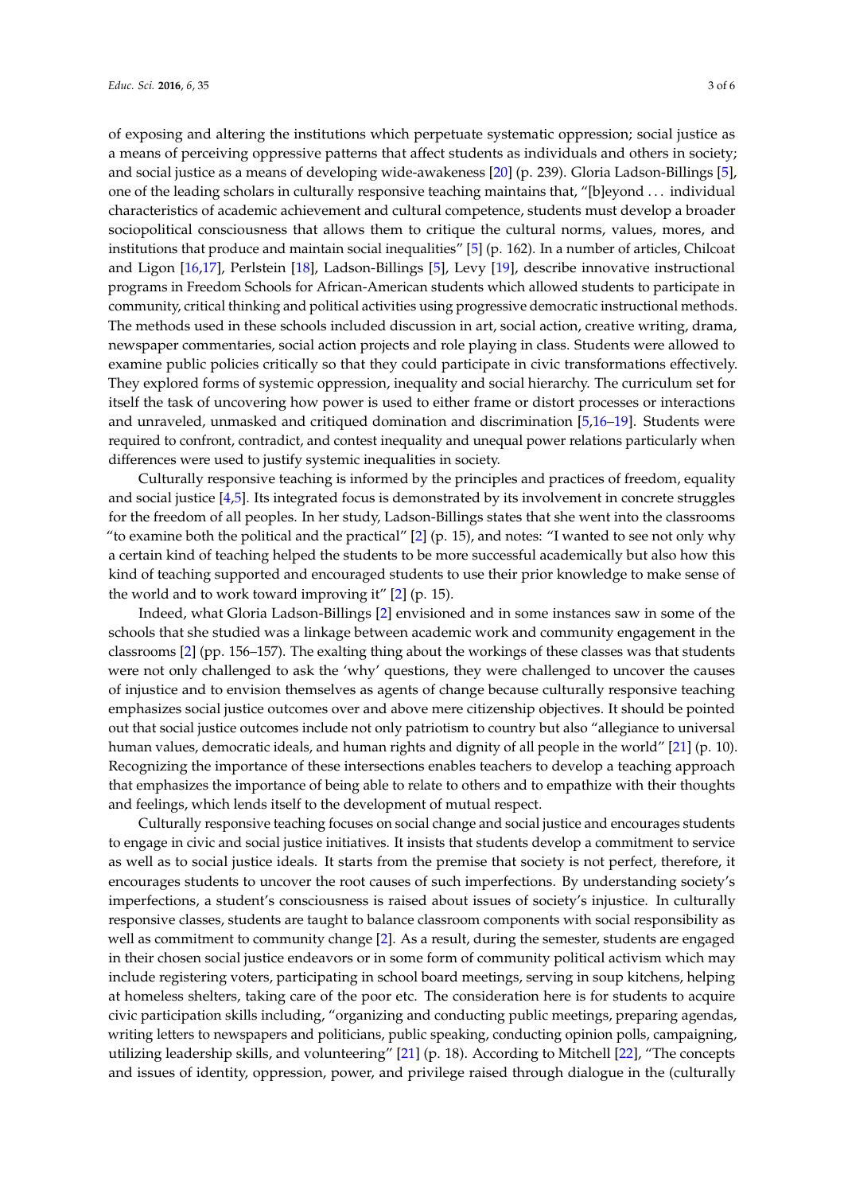of exposing and altering the institutions which perpetuate systematic oppression; social justice as a means of perceiving oppressive patterns that affect students as individuals and others in society; and social justice as a means of developing wide-awakeness [20] (p. 239). Gloria Ladson-Billings [5], one of the leading scholars in culturally responsive teaching maintains that, "[b]eyond ... individual characteristics of academic achievement and cultural competence, students must develop a broader sociopolitical consciousness that allows them to critique the cultural norms, values, mores, and institutions that produce and maintain social inequalities" [5] (p. 162). In a number of articles, Chilcoat and Ligon [16,17], Perlstein [18], Ladson-Billings [5], Levy [19], describe innovative instructional programs in Freedom Schools for African-American students which allowed students to participate in community, critical thinking and political activities using progressive democratic instructional methods. The methods used in these schools included discussion in art, social action, creative writing, drama, newspaper commentaries, social action projects and role playing in class. Students were allowed to examine public policies critically so that they could participate in civic transformations effectively. They explored forms of systemic oppression, inequality and social hierarchy. The curriculum set for itself the task of uncovering how power is used to either frame or distort processes or interactions and unraveled, unmasked and critiqued domination and discrimination [5,16–19]. Students were required to confront, contradict, and contest inequality and unequal power relations particularly when differences were used to justify systemic inequalities in society.

Culturally responsive teaching is informed by the principles and practices of freedom, equality and social justice [4,5]. Its integrated focus is demonstrated by its involvement in concrete struggles for the freedom of all peoples. In her study, Ladson-Billings states that she went into the classrooms "to examine both the political and the practical" [2] (p. 15), and notes: "I wanted to see not only why a certain kind of teaching helped the students to be more successful academically but also how this kind of teaching supported and encouraged students to use their prior knowledge to make sense of the world and to work toward improving it" [2] (p. 15).

Indeed, what Gloria Ladson-Billings [2] envisioned and in some instances saw in some of the schools that she studied was a linkage between academic work and community engagement in the classrooms [2] (pp. 156–157). The exalting thing about the workings of these classes was that students were not only challenged to ask the 'why' questions, they were challenged to uncover the causes of injustice and to envision themselves as agents of change because culturally responsive teaching emphasizes social justice outcomes over and above mere citizenship objectives. It should be pointed out that social justice outcomes include not only patriotism to country but also "allegiance to universal human values, democratic ideals, and human rights and dignity of all people in the world" [21] (p. 10). Recognizing the importance of these intersections enables teachers to develop a teaching approach that emphasizes the importance of being able to relate to others and to empathize with their thoughts and feelings, which lends itself to the development of mutual respect.

Culturally responsive teaching focuses on social change and social justice and encourages students to engage in civic and social justice initiatives. It insists that students develop a commitment to service as well as to social justice ideals. It starts from the premise that society is not perfect, therefore, it encourages students to uncover the root causes of such imperfections. By understanding society's imperfections, a student's consciousness is raised about issues of society's injustice. In culturally responsive classes, students are taught to balance classroom components with social responsibility as well as commitment to community change [2]. As a result, during the semester, students are engaged in their chosen social justice endeavors or in some form of community political activism which may include registering voters, participating in school board meetings, serving in soup kitchens, helping at homeless shelters, taking care of the poor etc. The consideration here is for students to acquire civic participation skills including, "organizing and conducting public meetings, preparing agendas, writing letters to newspapers and politicians, public speaking, conducting opinion polls, campaigning, utilizing leadership skills, and volunteering" [21] (p. 18). According to Mitchell [22], "The concepts and issues of identity, oppression, power, and privilege raised through dialogue in the (culturally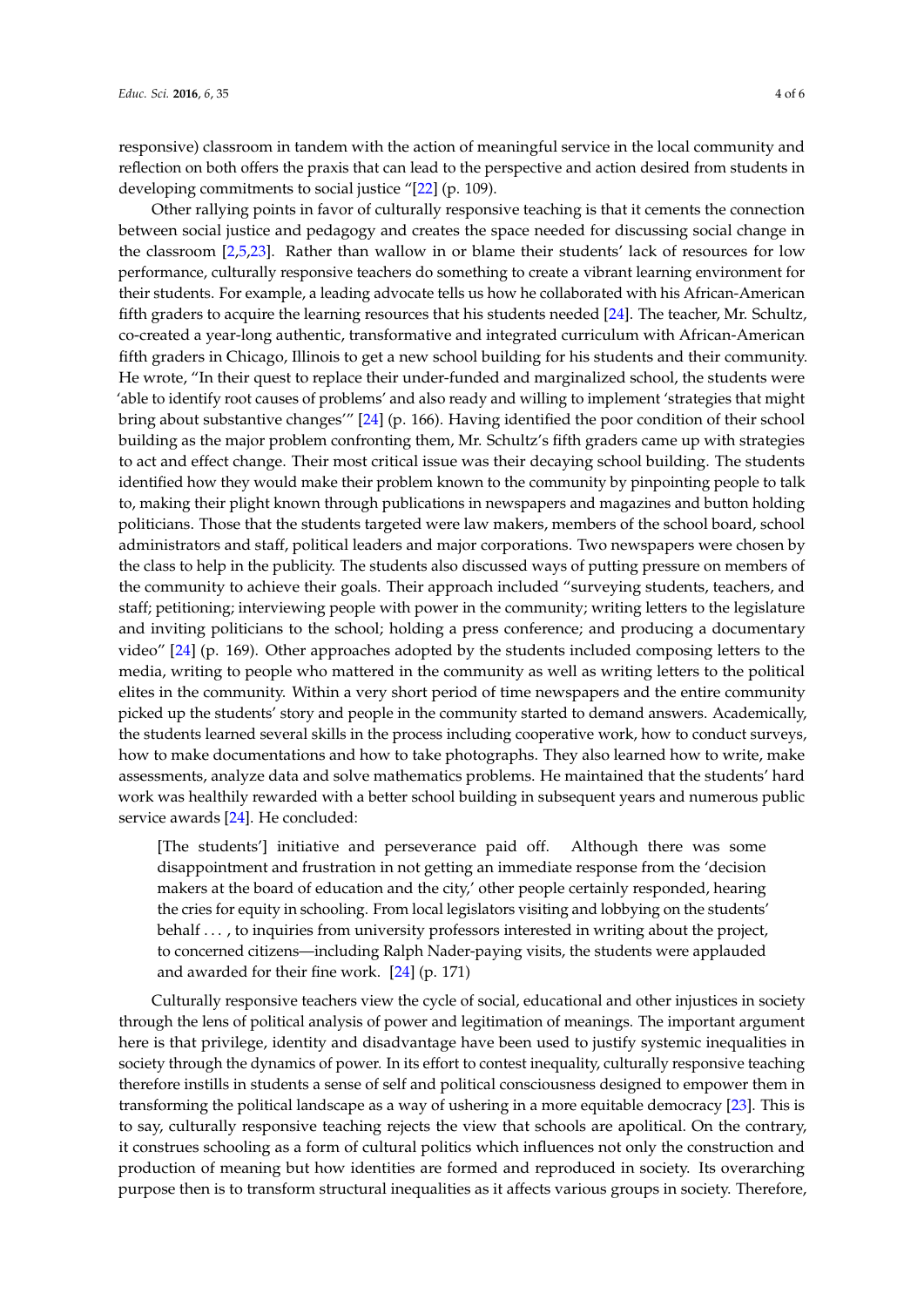responsive) classroom in tandem with the action of meaningful service in the local community and reflection on both offers the praxis that can lead to the perspective and action desired from students in developing commitments to social justice "[22] (p. 109).

Other rallying points in favor of culturally responsive teaching is that it cements the connection between social justice and pedagogy and creates the space needed for discussing social change in the classroom [2,5,23]. Rather than wallow in or blame their students' lack of resources for low performance, culturally responsive teachers do something to create a vibrant learning environment for their students. For example, a leading advocate tells us how he collaborated with his African-American fifth graders to acquire the learning resources that his students needed [24]. The teacher, Mr. Schultz, co-created a year-long authentic, transformative and integrated curriculum with African-American fifth graders in Chicago, Illinois to get a new school building for his students and their community. He wrote, "In their quest to replace their under-funded and marginalized school, the students were 'able to identify root causes of problems' and also ready and willing to implement 'strategies that might bring about substantive changes'" [24] (p. 166). Having identified the poor condition of their school building as the major problem confronting them, Mr. Schultz's fifth graders came up with strategies to act and effect change. Their most critical issue was their decaying school building. The students identified how they would make their problem known to the community by pinpointing people to talk to, making their plight known through publications in newspapers and magazines and button holding politicians. Those that the students targeted were law makers, members of the school board, school administrators and staff, political leaders and major corporations. Two newspapers were chosen by the class to help in the publicity. The students also discussed ways of putting pressure on members of the community to achieve their goals. Their approach included "surveying students, teachers, and staff; petitioning; interviewing people with power in the community; writing letters to the legislature and inviting politicians to the school; holding a press conference; and producing a documentary video" [24] (p. 169). Other approaches adopted by the students included composing letters to the media, writing to people who mattered in the community as well as writing letters to the political elites in the community. Within a very short period of time newspapers and the entire community picked up the students' story and people in the community started to demand answers. Academically, the students learned several skills in the process including cooperative work, how to conduct surveys, how to make documentations and how to take photographs. They also learned how to write, make assessments, analyze data and solve mathematics problems. He maintained that the students' hard work was healthily rewarded with a better school building in subsequent years and numerous public service awards [24]. He concluded:

> [The students'] initiative and perseverance paid off. Although there was some disappointment and frustration in not getting an immediate response from the 'decision makers at the board of education and the city,' other people certainly responded, hearing the cries for equity in schooling. From local legislators visiting and lobbying on the students' behalf . . . , to inquiries from university professors interested in writing about the project, to concerned citizens—including Ralph Nader-paying visits, the students were applauded and awarded for their fine work. [24] (p. 171)

Culturally responsive teachers view the cycle of social, educational and other injustices in society through the lens of political analysis of power and legitimation of meanings. The important argument here is that privilege, identity and disadvantage have been used to justify systemic inequalities in society through the dynamics of power. In its effort to contest inequality, culturally responsive teaching therefore instills in students a sense of self and political consciousness designed to empower them in transforming the political landscape as a way of ushering in a more equitable democracy [23]. This is to say, culturally responsive teaching rejects the view that schools are apolitical. On the contrary, it construes schooling as a form of cultural politics which influences not only the construction and production of meaning but how identities are formed and reproduced in society. Its overarching purpose then is to transform structural inequalities as it affects various groups in society. Therefore,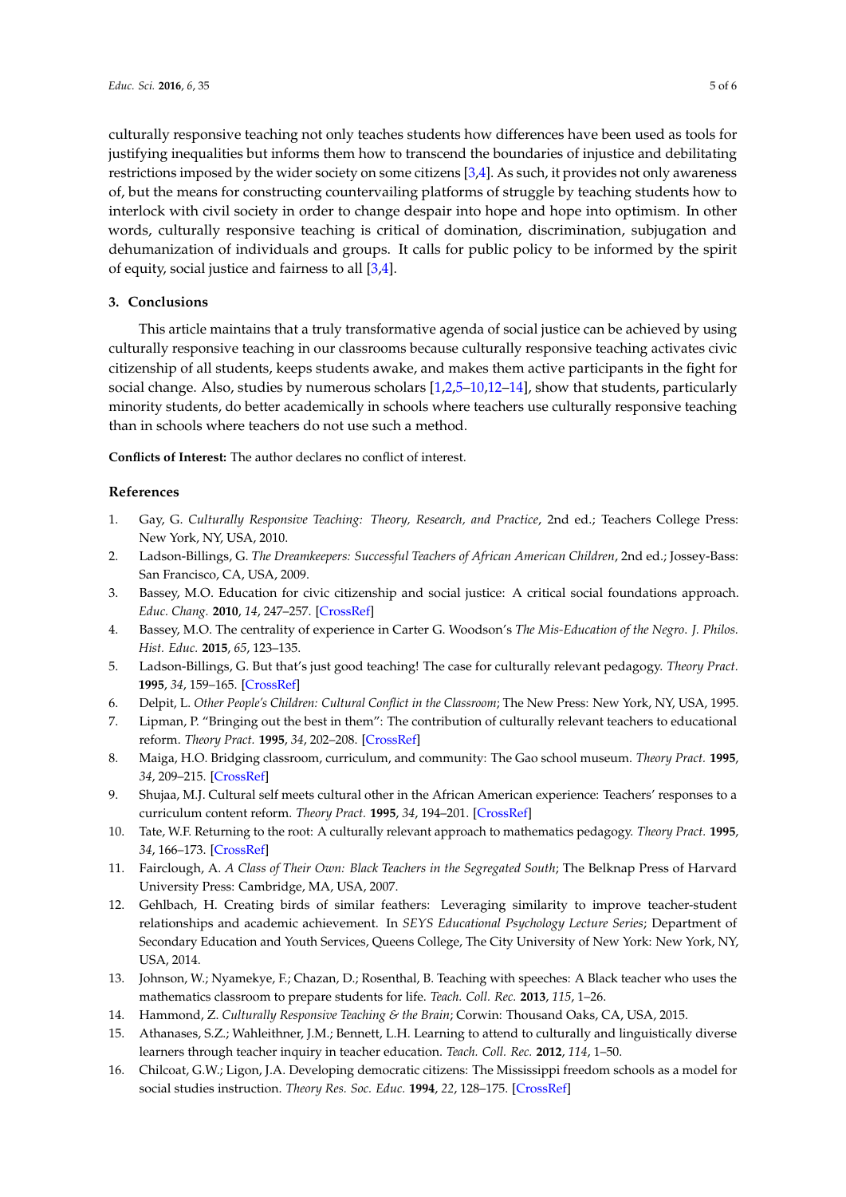culturally responsive teaching not only teaches students how differences have been used as tools for justifying inequalities but informs them how to transcend the boundaries of injustice and debilitating restrictions imposed by the wider society on some citizens [3,4]. As such, it provides not only awareness of, but the means for constructing countervailing platforms of struggle by teaching students how to interlock with civil society in order to change despair into hope and hope into optimism. In other words, culturally responsive teaching is critical of domination, discrimination, subjugation and dehumanization of individuals and groups. It calls for public policy to be informed by the spirit of equity, social justice and fairness to all [3,4].

## 3. Conclusions

This article maintains that a truly transformative agenda of social justice can be achieved by using culturally responsive teaching in our classrooms because culturally responsive teaching activates civic citizenship of all students, keeps students awake, and makes them active participants in the fight for social change. Also, studies by numerous scholars [1,2,5–10,12–14], show that students, particularly minority students, do better academically in schools where teachers use culturally responsive teaching than in schools where teachers do not use such a method.

**Conflicts of Interest:** The author declares no conflict of interest.

## References

1. Gay, G. *Culturally Responsive Teaching: Theory, Research, and Practice*, 2nd ed.; Teachers College Press: New York, NY, USA, 2010.
2. Ladson-Billings, G. *The Dreamkeepers: Successful Teachers of African American Children*, 2nd ed.; Jossey-Bass: San Francisco, CA, USA, 2009.
3. Bassey, M.O. Education for civic citizenship and social justice: A critical social foundations approach. *Educ. Chang.* **2010**, *14*, 247–257. [CrossRef]
4. Bassey, M.O. The centrality of experience in Carter G. Woodson's *The Mis-Education of the Negro*. *J. Philos. Hist. Educ.* **2015**, *65*, 123–135.
5. Ladson-Billings, G. But that's just good teaching! The case for culturally relevant pedagogy. *Theory Pract.* **1995**, *34*, 159–165. [CrossRef]
6. Delpit, L. *Other People's Children: Cultural Conflict in the Classroom*; The New Press: New York, NY, USA, 1995.
7. Lipman, P. "Bringing out the best in them": The contribution of culturally relevant teachers to educational reform. *Theory Pract.* **1995**, *34*, 202–208. [CrossRef]
8. Maiga, H.O. Bridging classroom, curriculum, and community: The Gao school museum. *Theory Pract.* **1995**, *34*, 209–215. [CrossRef]
9. Shujaa, M.J. Cultural self meets cultural other in the African American experience: Teachers' responses to a curriculum content reform. *Theory Pract.* **1995**, *34*, 194–201. [CrossRef]
10. Tate, W.F. Returning to the root: A culturally relevant approach to mathematics pedagogy. *Theory Pract.* **1995**, *34*, 166–173. [CrossRef]
11. Fairclough, A. *A Class of Their Own: Black Teachers in the Segregated South*; The Belknap Press of Harvard University Press: Cambridge, MA, USA, 2007.
12. Gehlbach, H. Creating birds of similar feathers: Leveraging similarity to improve teacher-student relationships and academic achievement. In *SEYS Educational Psychology Lecture Series*; Department of Secondary Education and Youth Services, Queens College, The City University of New York: New York, NY, USA, 2014.
13. Johnson, W.; Nyamekye, F.; Chazan, D.; Rosenthal, B. Teaching with speeches: A Black teacher who uses the mathematics classroom to prepare students for life. *Teach. Coll. Rec.* **2013**, *115*, 1–26.
14. Hammond, Z. *Culturally Responsive Teaching & the Brain*; Corwin: Thousand Oaks, CA, USA, 2015.
15. Athanases, S.Z.; Wahleithner, J.M.; Bennett, L.H. Learning to attend to culturally and linguistically diverse learners through teacher inquiry in teacher education. *Teach. Coll. Rec.* **2012**, *114*, 1–50.
16. Chilcoat, G.W.; Ligon, J.A. Developing democratic citizens: The Mississippi freedom schools as a model for social studies instruction. *Theory Res. Soc. Educ.* **1994**, *22*, 128–175. [CrossRef]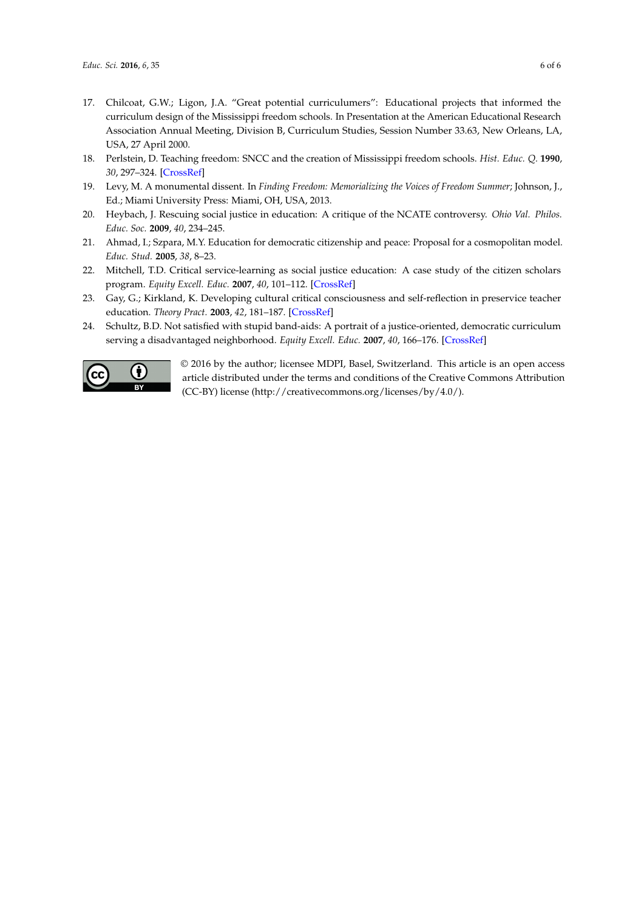17. Chilcoat, G.W.; Ligon, J.A. "Great potential curriculumers": Educational projects that informed the curriculum design of the Mississippi freedom schools. In Presentation at the American Educational Research Association Annual Meeting, Division B, Curriculum Studies, Session Number 33.63, New Orleans, LA, USA, 27 April 2000.
18. Perlstein, D. Teaching freedom: SNCC and the creation of Mississippi freedom schools. *Hist. Educ. Q.* **1990**, *30*, 297–324. [CrossRef]
19. Levy, M. A monumental dissent. In *Finding Freedom: Memorializing the Voices of Freedom Summer*; Johnson, J., Ed.; Miami University Press: Miami, OH, USA, 2013.
20. Heybach, J. Rescuing social justice in education: A critique of the NCATE controversy. *Ohio Val. Philos. Educ. Soc.* **2009**, *40*, 234–245.
21. Ahmad, I.; Szpara, M.Y. Education for democratic citizenship and peace: Proposal for a cosmopolitan model. *Educ. Stud.* **2005**, *38*, 8–23.
22. Mitchell, T.D. Critical service-learning as social justice education: A case study of the citizen scholars program. *Equity Excell. Educ.* **2007**, *40*, 101–112. [CrossRef]
23. Gay, G.; Kirkland, K. Developing cultural critical consciousness and self-reflection in preservice teacher education. *Theory Pract.* **2003**, *42*, 181–187. [CrossRef]
24. Schultz, B.D. Not satisfied with stupid band-aids: A portrait of a justice-oriented, democratic curriculum serving a disadvantaged neighborhood. *Equity Excell. Educ.* **2007**, *40*, 166–176. [CrossRef]

© 2016 by the author; licensee MDPI, Basel, Switzerland. This article is an open access article distributed under the terms and conditions of the Creative Commons Attribution (CC-BY) license (http://creativecommons.org/licenses/by/4.0/).